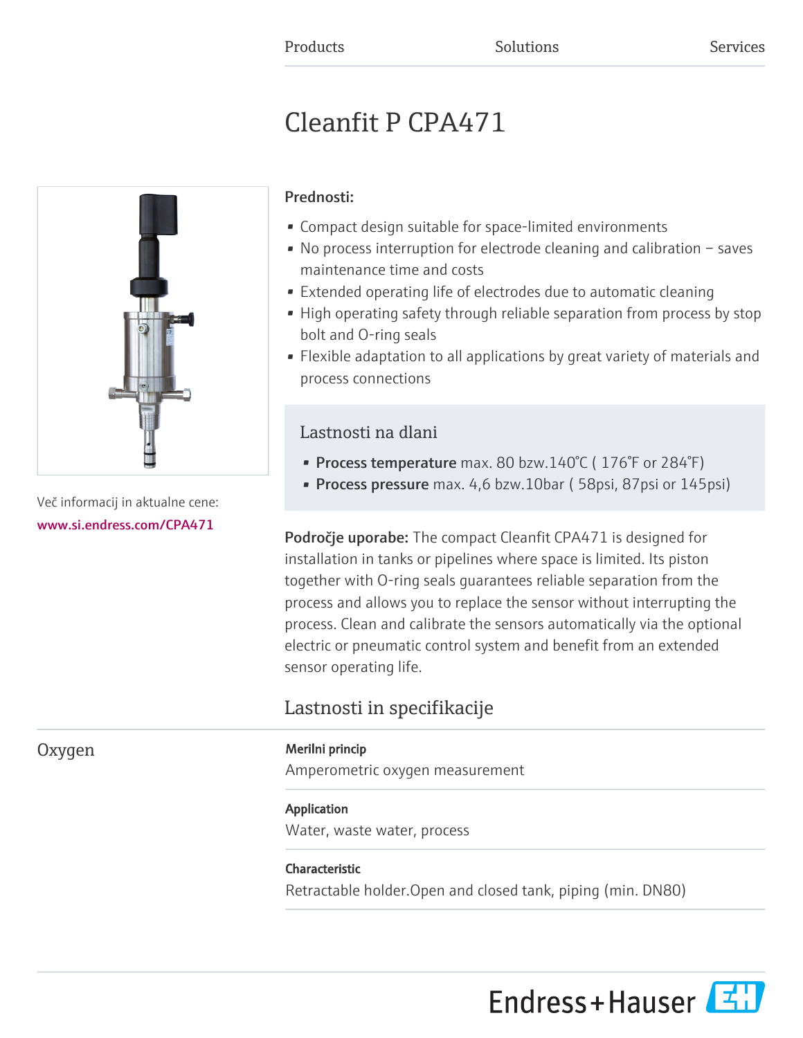Products Solutions Services

# Cleanfit P CPA471

Več informacij in aktualne cene:
www.si.endress.com/CPA471

**Prednosti:**

- Compact design suitable for space-limited environments
- No process interruption for electrode cleaning and calibration – saves maintenance time and costs
- Extended operating life of electrodes due to automatic cleaning
- High operating safety through reliable separation from process by stop bolt and O-ring seals
- Flexible adaptation to all applications by great variety of materials and process connections

## Lastnosti na dlani

- **Process temperature** max. 80 bzw.140°C ( 176°F or 284°F)
- **Process pressure** max. 4,6 bzw.10bar ( 58psi, 87psi or 145psi)

**Področje uporabe:** The compact Cleanfit CPA471 is designed for installation in tanks or pipelines where space is limited. Its piston together with O-ring seals guarantees reliable separation from the process and allows you to replace the sensor without interrupting the process. Clean and calibrate the sensors automatically via the optional electric or pneumatic control system and benefit from an extended sensor operating life.

## Lastnosti in specifikacije

### Oxygen

**Merilni princip**
Amperometric oxygen measurement

**Application**
Water, waste water, process

**Characteristic**
Retractable holder.Open and closed tank, piping (min. DN80)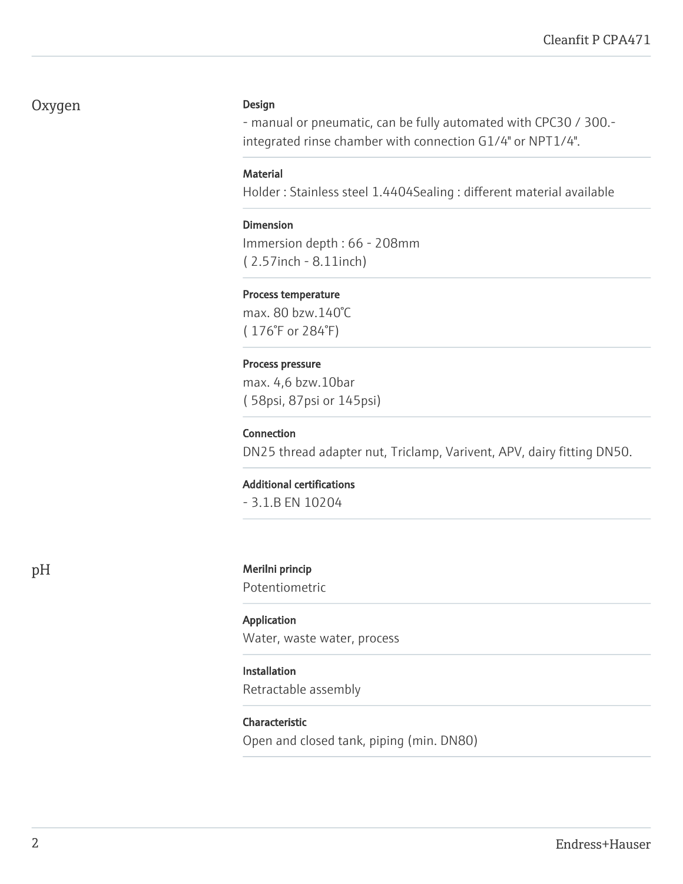## Oxygen

**Design**

- manual or pneumatic, can be fully automated with CPC30 / 300.- integrated rinse chamber with connection G1/4" or NPT1/4".

**Material**

Holder : Stainless steel 1.4404Sealing : different material available

**Dimension**

Immersion depth : 66 - 208mm
( 2.57inch - 8.11inch)

**Process temperature**

max. 80 bzw.140°C
( 176°F or 284°F)

**Process pressure**

max. 4,6 bzw.10bar
( 58psi, 87psi or 145psi)

**Connection**

DN25 thread adapter nut, Triclamp, Varivent, APV, dairy fitting DN50.

**Additional certifications**

- 3.1.B EN 10204

## pH

**Merilni princip**

Potentiometric

**Application**

Water, waste water, process

**Installation**

Retractable assembly

**Characteristic**

Open and closed tank, piping (min. DN80)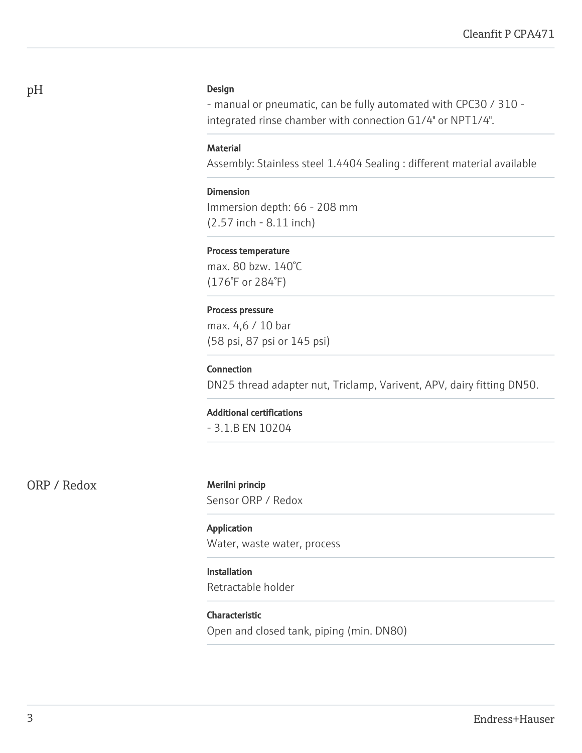## pH

**Design**

- manual or pneumatic, can be fully automated with CPC30 / 310 - integrated rinse chamber with connection G1/4" or NPT1/4".

**Material**

Assembly: Stainless steel 1.4404 Sealing : different material available

**Dimension**

Immersion depth: 66 - 208 mm
(2.57 inch - 8.11 inch)

**Process temperature**

max. 80 bzw. 140°C
(176°F or 284°F)

**Process pressure**

max. 4,6 / 10 bar
(58 psi, 87 psi or 145 psi)

**Connection**

DN25 thread adapter nut, Triclamp, Varivent, APV, dairy fitting DN50.

**Additional certifications**

- 3.1.B EN 10204

## ORP / Redox

**Merilni princip**

Sensor ORP / Redox

**Application**

Water, waste water, process

**Installation**

Retractable holder

**Characteristic**

Open and closed tank, piping (min. DN80)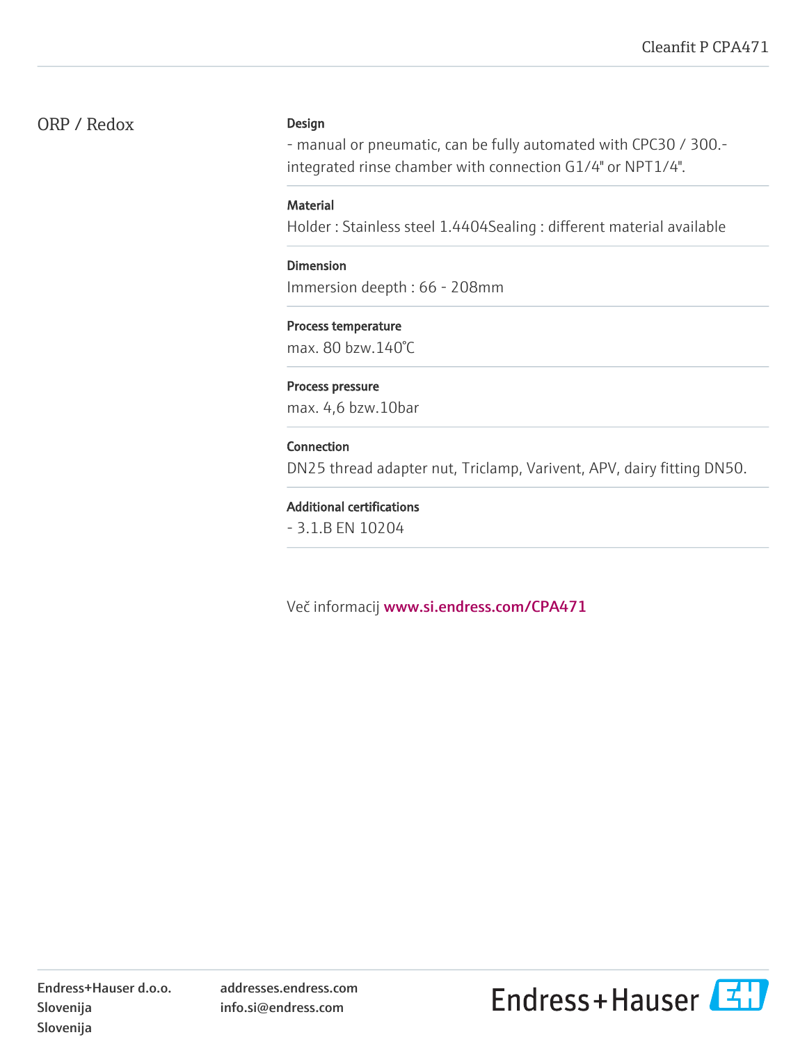## ORP / Redox

**Design**

- manual or pneumatic, can be fully automated with CPC30 / 300.- integrated rinse chamber with connection G1/4" or NPT1/4".

**Material**

Holder : Stainless steel 1.4404Sealing : different material available

**Dimension**

Immersion deepth : 66 - 208mm

**Process temperature**

max. 80 bzw.140°C

**Process pressure**

max. 4,6 bzw.10bar

**Connection**

DN25 thread adapter nut, Triclamp, Varivent, APV, dairy fitting DN50.

**Additional certifications**

- 3.1.B EN 10204

Več informacij www.si.endress.com/CPA471

Endress+Hauser d.o.o.
Slovenija
Slovenija

addresses.endress.com
info.si@endress.com